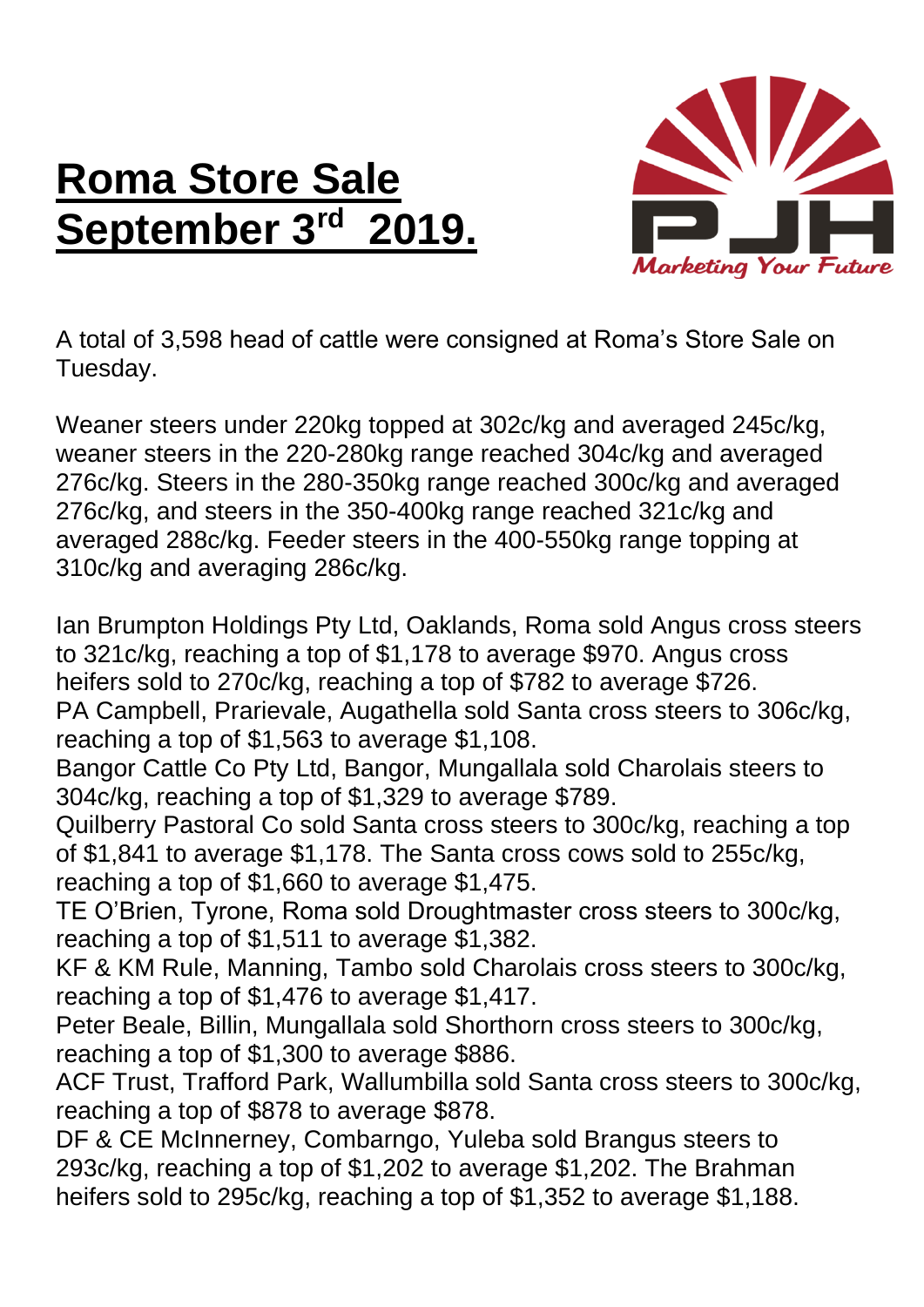# Roma Store Sale September 3rd 2019.

A total of 3,598 head of cattle were consigned at Roma's Store Sale on Tuesday.

Weaner steers under 220kg topped at 302c/kg and averaged 245c/kg, weaner steers in the 220-280kg range reached 304c/kg and averaged 276c/kg. Steers in the 280-350kg range reached 300c/kg and averaged 276c/kg, and steers in the 350-400kg range reached 321c/kg and averaged 288c/kg. Feeder steers in the 400-550kg range topping at 310c/kg and averaging 286c/kg.

Ian Brumpton Holdings Pty Ltd, Oaklands, Roma sold Angus cross steers to 321c/kg, reaching a top of $1,178 to average $970. Angus cross heifers sold to 270c/kg, reaching a top of $782 to average $726.
PA Campbell, Prarievale, Augathella sold Santa cross steers to 306c/kg, reaching a top of $1,563 to average $1,108.
Bangor Cattle Co Pty Ltd, Bangor, Mungallala sold Charolais steers to 304c/kg, reaching a top of $1,329 to average $789.
Quilberry Pastoral Co sold Santa cross steers to 300c/kg, reaching a top of $1,841 to average $1,178. The Santa cross cows sold to 255c/kg, reaching a top of $1,660 to average $1,475.
TE O'Brien, Tyrone, Roma sold Droughtmaster cross steers to 300c/kg, reaching a top of $1,511 to average $1,382.
KF & KM Rule, Manning, Tambo sold Charolais cross steers to 300c/kg, reaching a top of $1,476 to average $1,417.
Peter Beale, Billin, Mungallala sold Shorthorn cross steers to 300c/kg, reaching a top of $1,300 to average $886.
ACF Trust, Trafford Park, Wallumbilla sold Santa cross steers to 300c/kg, reaching a top of $878 to average $878.
DF & CE McInnerney, Combarngo, Yuleba sold Brangus steers to 293c/kg, reaching a top of $1,202 to average $1,202. The Brahman heifers sold to 295c/kg, reaching a top of $1,352 to average $1,188.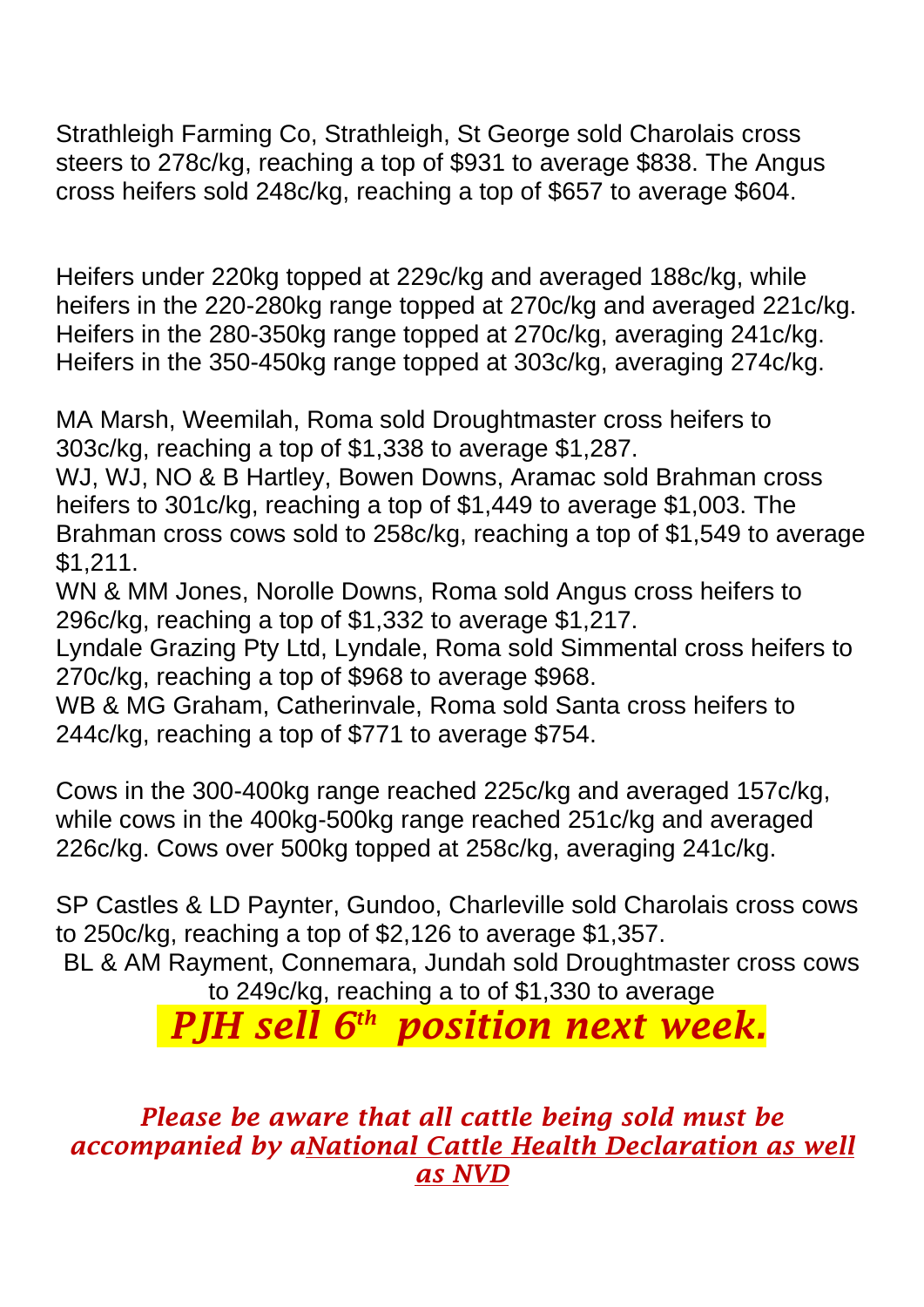Strathleigh Farming Co, Strathleigh, St George sold Charolais cross steers to 278c/kg, reaching a top of $931 to average $838. The Angus cross heifers sold 248c/kg, reaching a top of $657 to average $604.

Heifers under 220kg topped at 229c/kg and averaged 188c/kg, while heifers in the 220-280kg range topped at 270c/kg and averaged 221c/kg. Heifers in the 280-350kg range topped at 270c/kg, averaging 241c/kg. Heifers in the 350-450kg range topped at 303c/kg, averaging 274c/kg.

MA Marsh, Weemilah, Roma sold Droughtmaster cross heifers to 303c/kg, reaching a top of $1,338 to average $1,287.
WJ, WJ, NO & B Hartley, Bowen Downs, Aramac sold Brahman cross heifers to 301c/kg, reaching a top of $1,449 to average $1,003. The Brahman cross cows sold to 258c/kg, reaching a top of $1,549 to average $1,211.
WN & MM Jones, Norolle Downs, Roma sold Angus cross heifers to 296c/kg, reaching a top of $1,332 to average $1,217.
Lyndale Grazing Pty Ltd, Lyndale, Roma sold Simmental cross heifers to 270c/kg, reaching a top of $968 to average $968.
WB & MG Graham, Catherinvale, Roma sold Santa cross heifers to 244c/kg, reaching a top of $771 to average $754.

Cows in the 300-400kg range reached 225c/kg and averaged 157c/kg, while cows in the 400kg-500kg range reached 251c/kg and averaged 226c/kg. Cows over 500kg topped at 258c/kg, averaging 241c/kg.

SP Castles & LD Paynter, Gundoo, Charleville sold Charolais cross cows to 250c/kg, reaching a top of $2,126 to average $1,357.
BL & AM Rayment, Connemara, Jundah sold Droughtmaster cross cows to 249c/kg, reaching a to of $1,330 to average

***PJH sell 6th position next week.***

***Please be aware that all cattle being sold must be accompanied by aNational Cattle Health Declaration as well as NVD***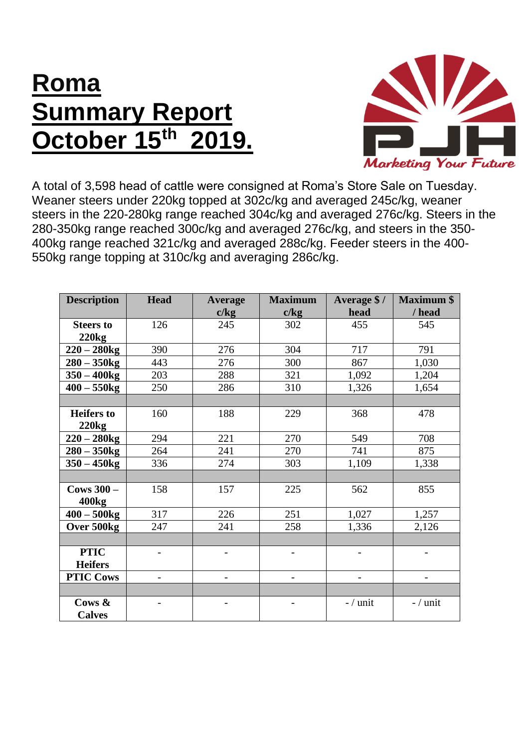# Roma Summary Report October 15th 2019.

PJH Marketing Your Future

A total of 3,598 head of cattle were consigned at Roma's Store Sale on Tuesday. Weaner steers under 220kg topped at 302c/kg and averaged 245c/kg, weaner steers in the 220-280kg range reached 304c/kg and averaged 276c/kg. Steers in the 280-350kg range reached 300c/kg and averaged 276c/kg, and steers in the 350-400kg range reached 321c/kg and averaged 288c/kg. Feeder steers in the 400-550kg range topping at 310c/kg and averaging 286c/kg.

| Description | Head | Average c/kg | Maximum c/kg | Average $ / head | Maximum $ / head |
|---|---|---|---|---|---|
| **Steers to 220kg** | 126 | 245 | 302 | 455 | 545 |
| **220 – 280kg** | 390 | 276 | 304 | 717 | 791 |
| **280 – 350kg** | 443 | 276 | 300 | 867 | 1,030 |
| **350 – 400kg** | 203 | 288 | 321 | 1,092 | 1,204 |
| **400 – 550kg** | 250 | 286 | 310 | 1,326 | 1,654 |
| | | | | | |
| **Heifers to 220kg** | 160 | 188 | 229 | 368 | 478 |
| **220 – 280kg** | 294 | 221 | 270 | 549 | 708 |
| **280 – 350kg** | 264 | 241 | 270 | 741 | 875 |
| **350 – 450kg** | 336 | 274 | 303 | 1,109 | 1,338 |
| | | | | | |
| **Cows 300 – 400kg** | 158 | 157 | 225 | 562 | 855 |
| **400 – 500kg** | 317 | 226 | 251 | 1,027 | 1,257 |
| **Over 500kg** | 247 | 241 | 258 | 1,336 | 2,126 |
| | | | | | |
| **PTIC Heifers** | - | - | - | - | - |
| **PTIC Cows** | - | - | - | - | - |
| | | | | | |
| **Cows & Calves** | - | - | - | - / unit | - / unit |